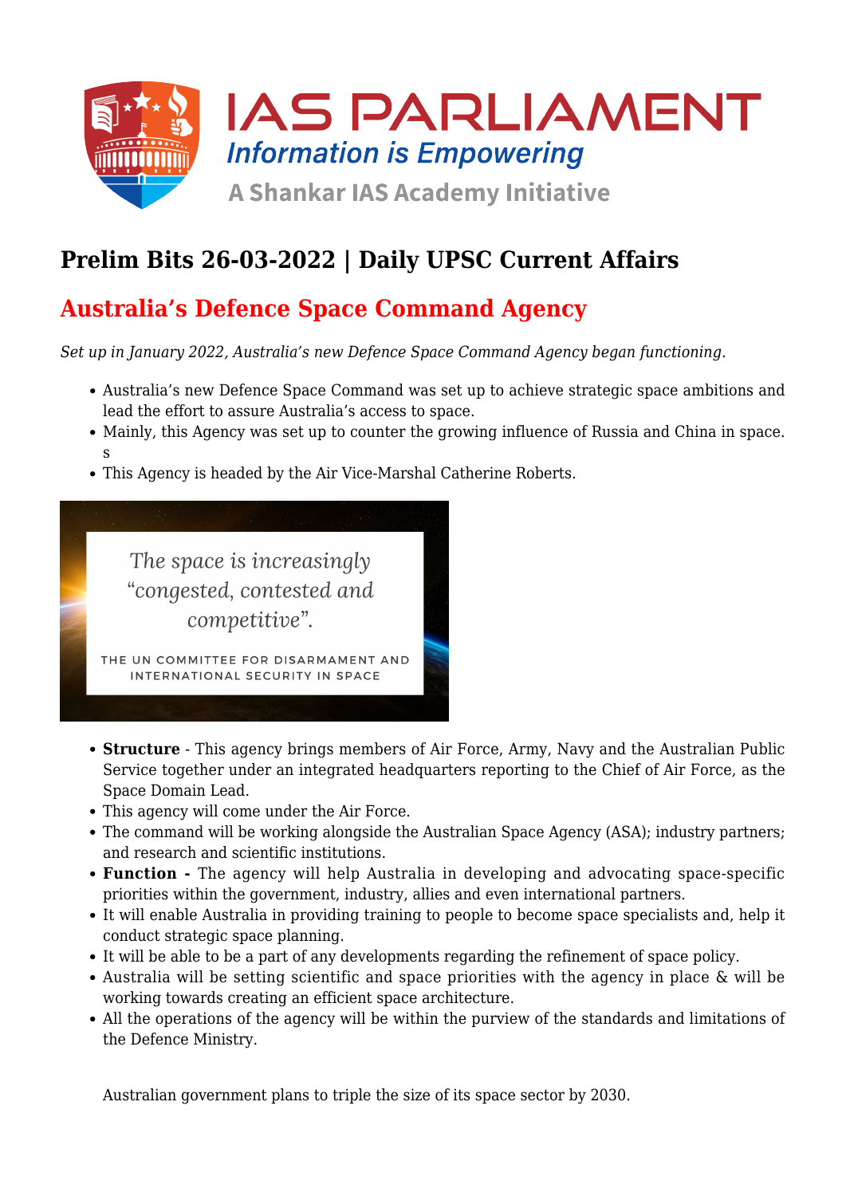# Prelim Bits 26-03-2022 | Daily UPSC Current Affairs

## Australia's Defence Space Command Agency

*Set up in January 2022, Australia's new Defence Space Command Agency began functioning.*

- Australia's new Defence Space Command was set up to achieve strategic space ambitions and lead the effort to assure Australia's access to space.
- Mainly, this Agency was set up to counter the growing influence of Russia and China in space. s
- This Agency is headed by the Air Vice-Marshal Catherine Roberts.

*The space is increasingly "congested, contested and competitive".*

THE UN COMMITTEE FOR DISARMAMENT AND INTERNATIONAL SECURITY IN SPACE

- **Structure** - This agency brings members of Air Force, Army, Navy and the Australian Public Service together under an integrated headquarters reporting to the Chief of Air Force, as the Space Domain Lead.
- This agency will come under the Air Force.
- The command will be working alongside the Australian Space Agency (ASA); industry partners; and research and scientific institutions.
- **Function -** The agency will help Australia in developing and advocating space-specific priorities within the government, industry, allies and even international partners.
- It will enable Australia in providing training to people to become space specialists and, help it conduct strategic space planning.
- It will be able to be a part of any developments regarding the refinement of space policy.
- Australia will be setting scientific and space priorities with the agency in place & will be working towards creating an efficient space architecture.
- All the operations of the agency will be within the purview of the standards and limitations of the Defence Ministry.

Australian government plans to triple the size of its space sector by 2030.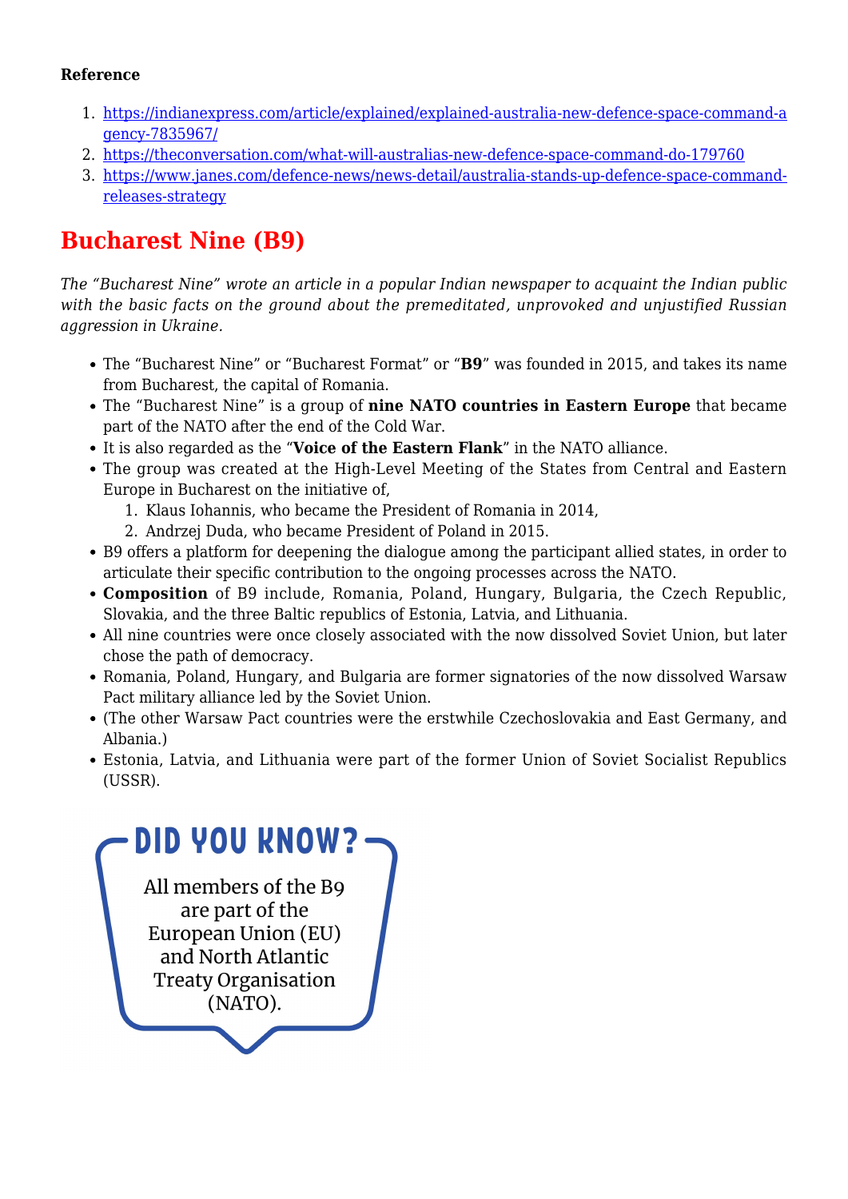**Reference**

1. https://indianexpress.com/article/explained/explained-australia-new-defence-space-command-agency-7835967/
2. https://theconversation.com/what-will-australias-new-defence-space-command-do-179760
3. https://www.janes.com/defence-news/news-detail/australia-stands-up-defence-space-command-releases-strategy

## Bucharest Nine (B9)

*The "Bucharest Nine" wrote an article in a popular Indian newspaper to acquaint the Indian public with the basic facts on the ground about the premeditated, unprovoked and unjustified Russian aggression in Ukraine.*

- The "Bucharest Nine" or "Bucharest Format" or "**B9**" was founded in 2015, and takes its name from Bucharest, the capital of Romania.
- The "Bucharest Nine" is a group of **nine NATO countries in Eastern Europe** that became part of the NATO after the end of the Cold War.
- It is also regarded as the "**Voice of the Eastern Flank**" in the NATO alliance.
- The group was created at the High-Level Meeting of the States from Central and Eastern Europe in Bucharest on the initiative of,
  1. Klaus Iohannis, who became the President of Romania in 2014,
  2. Andrzej Duda, who became President of Poland in 2015.
- B9 offers a platform for deepening the dialogue among the participant allied states, in order to articulate their specific contribution to the ongoing processes across the NATO.
- **Composition** of B9 include, Romania, Poland, Hungary, Bulgaria, the Czech Republic, Slovakia, and the three Baltic republics of Estonia, Latvia, and Lithuania.
- All nine countries were once closely associated with the now dissolved Soviet Union, but later chose the path of democracy.
- Romania, Poland, Hungary, and Bulgaria are former signatories of the now dissolved Warsaw Pact military alliance led by the Soviet Union.
- (The other Warsaw Pact countries were the erstwhile Czechoslovakia and East Germany, and Albania.)
- Estonia, Latvia, and Lithuania were part of the former Union of Soviet Socialist Republics (USSR).

**DID YOU KNOW?**

All members of the B9 are part of the European Union (EU) and North Atlantic Treaty Organisation (NATO).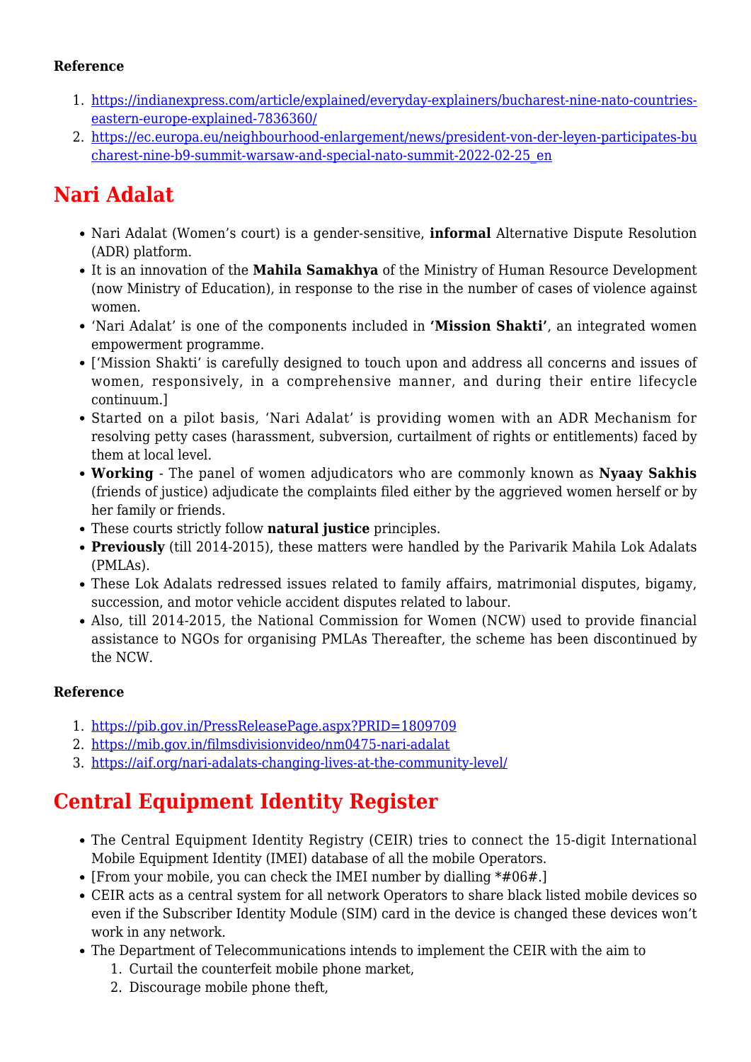**Reference**

1. https://indianexpress.com/article/explained/everyday-explainers/bucharest-nine-nato-countries-eastern-europe-explained-7836360/
2. https://ec.europa.eu/neighbourhood-enlargement/news/president-von-der-leyen-participates-bucharest-nine-b9-summit-warsaw-and-special-nato-summit-2022-02-25_en

# Nari Adalat

- Nari Adalat (Women's court) is a gender-sensitive, **informal** Alternative Dispute Resolution (ADR) platform.
- It is an innovation of the **Mahila Samakhya** of the Ministry of Human Resource Development (now Ministry of Education), in response to the rise in the number of cases of violence against women.
- 'Nari Adalat' is one of the components included in **'Mission Shakti'**, an integrated women empowerment programme.
- ['Mission Shakti' is carefully designed to touch upon and address all concerns and issues of women, responsively, in a comprehensive manner, and during their entire lifecycle continuum.]
- Started on a pilot basis, 'Nari Adalat' is providing women with an ADR Mechanism for resolving petty cases (harassment, subversion, curtailment of rights or entitlements) faced by them at local level.
- **Working** - The panel of women adjudicators who are commonly known as **Nyaay Sakhis** (friends of justice) adjudicate the complaints filed either by the aggrieved women herself or by her family or friends.
- These courts strictly follow **natural justice** principles.
- **Previously** (till 2014-2015), these matters were handled by the Parivarik Mahila Lok Adalats (PMLAs).
- These Lok Adalats redressed issues related to family affairs, matrimonial disputes, bigamy, succession, and motor vehicle accident disputes related to labour.
- Also, till 2014-2015, the National Commission for Women (NCW) used to provide financial assistance to NGOs for organising PMLAs Thereafter, the scheme has been discontinued by the NCW.

**Reference**

1. https://pib.gov.in/PressReleasePage.aspx?PRID=1809709
2. https://mib.gov.in/filmsdivisionvideo/nm0475-nari-adalat
3. https://aif.org/nari-adalats-changing-lives-at-the-community-level/

# Central Equipment Identity Register

- The Central Equipment Identity Registry (CEIR) tries to connect the 15-digit International Mobile Equipment Identity (IMEI) database of all the mobile Operators.
- [From your mobile, you can check the IMEI number by dialling *#06#.]
- CEIR acts as a central system for all network Operators to share black listed mobile devices so even if the Subscriber Identity Module (SIM) card in the device is changed these devices won't work in any network.
- The Department of Telecommunications intends to implement the CEIR with the aim to
  1. Curtail the counterfeit mobile phone market,
  2. Discourage mobile phone theft,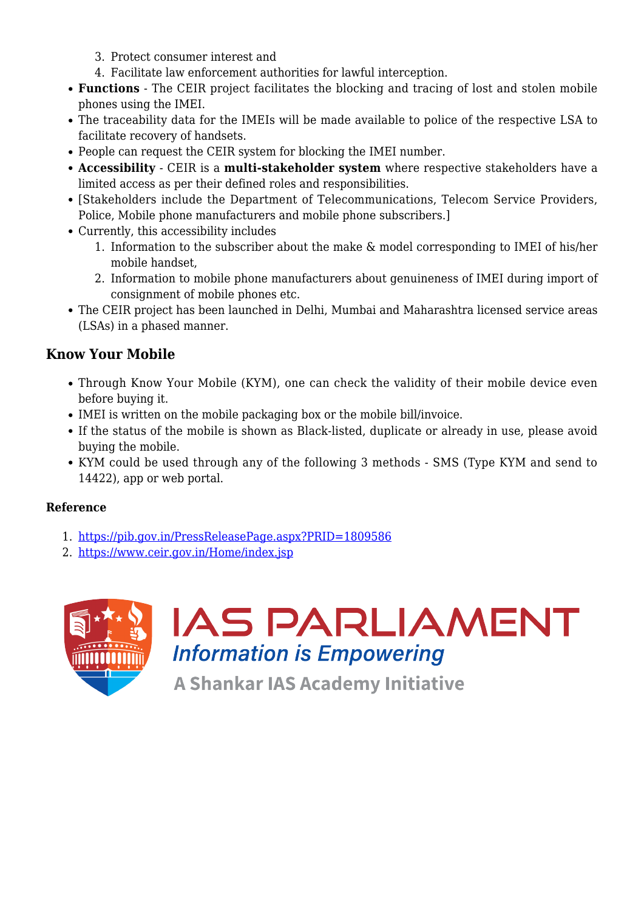3. Protect consumer interest and
4. Facilitate law enforcement authorities for lawful interception.

- **Functions** - The CEIR project facilitates the blocking and tracing of lost and stolen mobile phones using the IMEI.
- The traceability data for the IMEIs will be made available to police of the respective LSA to facilitate recovery of handsets.
- People can request the CEIR system for blocking the IMEI number.
- **Accessibility** - CEIR is a **multi-stakeholder system** where respective stakeholders have a limited access as per their defined roles and responsibilities.
- [Stakeholders include the Department of Telecommunications, Telecom Service Providers, Police, Mobile phone manufacturers and mobile phone subscribers.]
- Currently, this accessibility includes
  1. Information to the subscriber about the make & model corresponding to IMEI of his/her mobile handset,
  2. Information to mobile phone manufacturers about genuineness of IMEI during import of consignment of mobile phones etc.
- The CEIR project has been launched in Delhi, Mumbai and Maharashtra licensed service areas (LSAs) in a phased manner.

## Know Your Mobile

- Through Know Your Mobile (KYM), one can check the validity of their mobile device even before buying it.
- IMEI is written on the mobile packaging box or the mobile bill/invoice.
- If the status of the mobile is shown as Black-listed, duplicate or already in use, please avoid buying the mobile.
- KYM could be used through any of the following 3 methods - SMS (Type KYM and send to 14422), app or web portal.

**Reference**

1. https://pib.gov.in/PressReleasePage.aspx?PRID=1809586
2. https://www.ceir.gov.in/Home/index.jsp